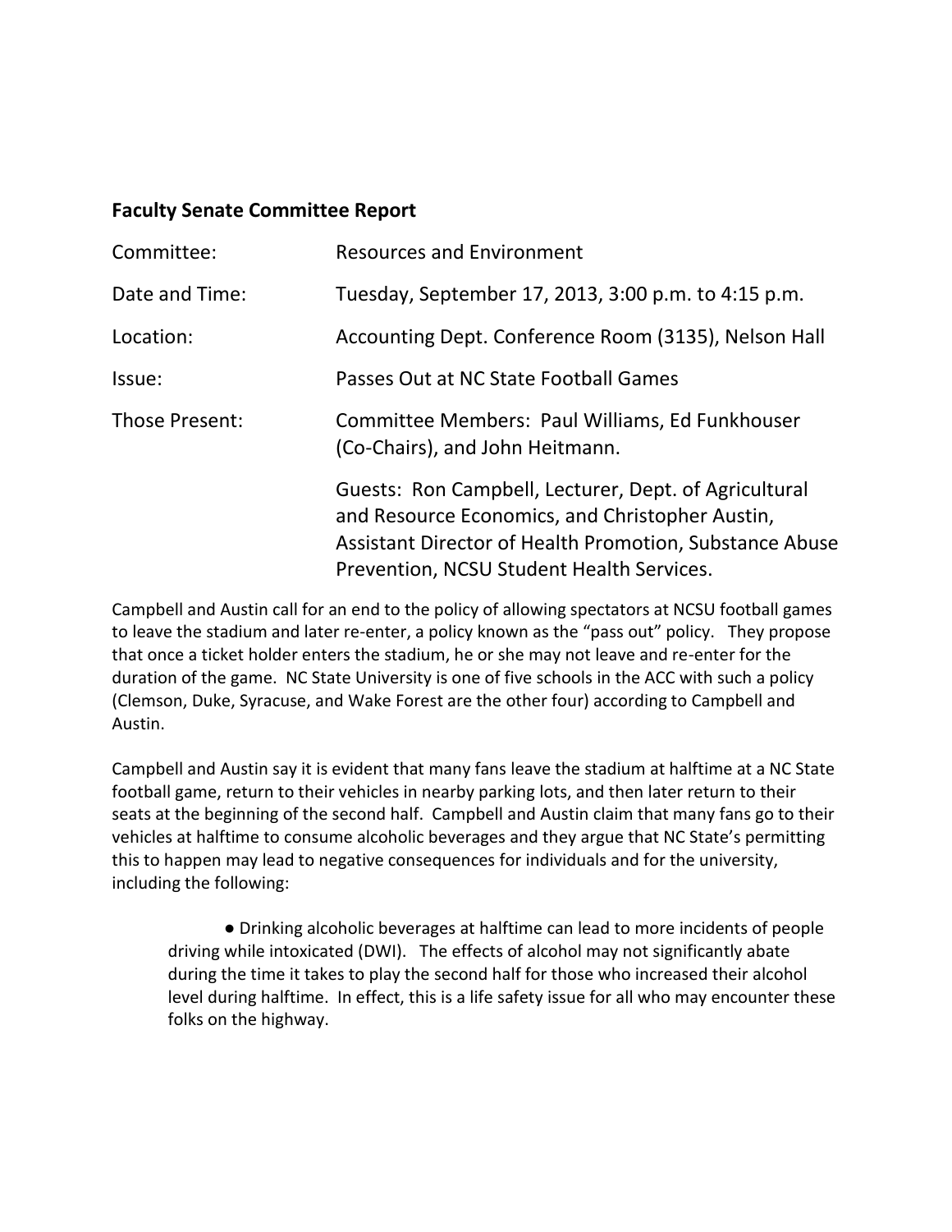## Faculty Senate Committee Report

| | |
|---|---|
| Committee: | Resources and Environment |
| Date and Time: | Tuesday, September 17, 2013, 3:00 p.m. to 4:15 p.m. |
| Location: | Accounting Dept. Conference Room (3135), Nelson Hall |
| Issue: | Passes Out at NC State Football Games |
| Those Present: | Committee Members: Paul Williams, Ed Funkhouser (Co-Chairs), and John Heitmann. |
| | Guests: Ron Campbell, Lecturer, Dept. of Agricultural and Resource Economics, and Christopher Austin, Assistant Director of Health Promotion, Substance Abuse Prevention, NCSU Student Health Services. |

Campbell and Austin call for an end to the policy of allowing spectators at NCSU football games to leave the stadium and later re-enter, a policy known as the "pass out" policy. They propose that once a ticket holder enters the stadium, he or she may not leave and re-enter for the duration of the game. NC State University is one of five schools in the ACC with such a policy (Clemson, Duke, Syracuse, and Wake Forest are the other four) according to Campbell and Austin.

Campbell and Austin say it is evident that many fans leave the stadium at halftime at a NC State football game, return to their vehicles in nearby parking lots, and then later return to their seats at the beginning of the second half. Campbell and Austin claim that many fans go to their vehicles at halftime to consume alcoholic beverages and they argue that NC State's permitting this to happen may lead to negative consequences for individuals and for the university, including the following:

- Drinking alcoholic beverages at halftime can lead to more incidents of people driving while intoxicated (DWI). The effects of alcohol may not significantly abate during the time it takes to play the second half for those who increased their alcohol level during halftime. In effect, this is a life safety issue for all who may encounter these folks on the highway.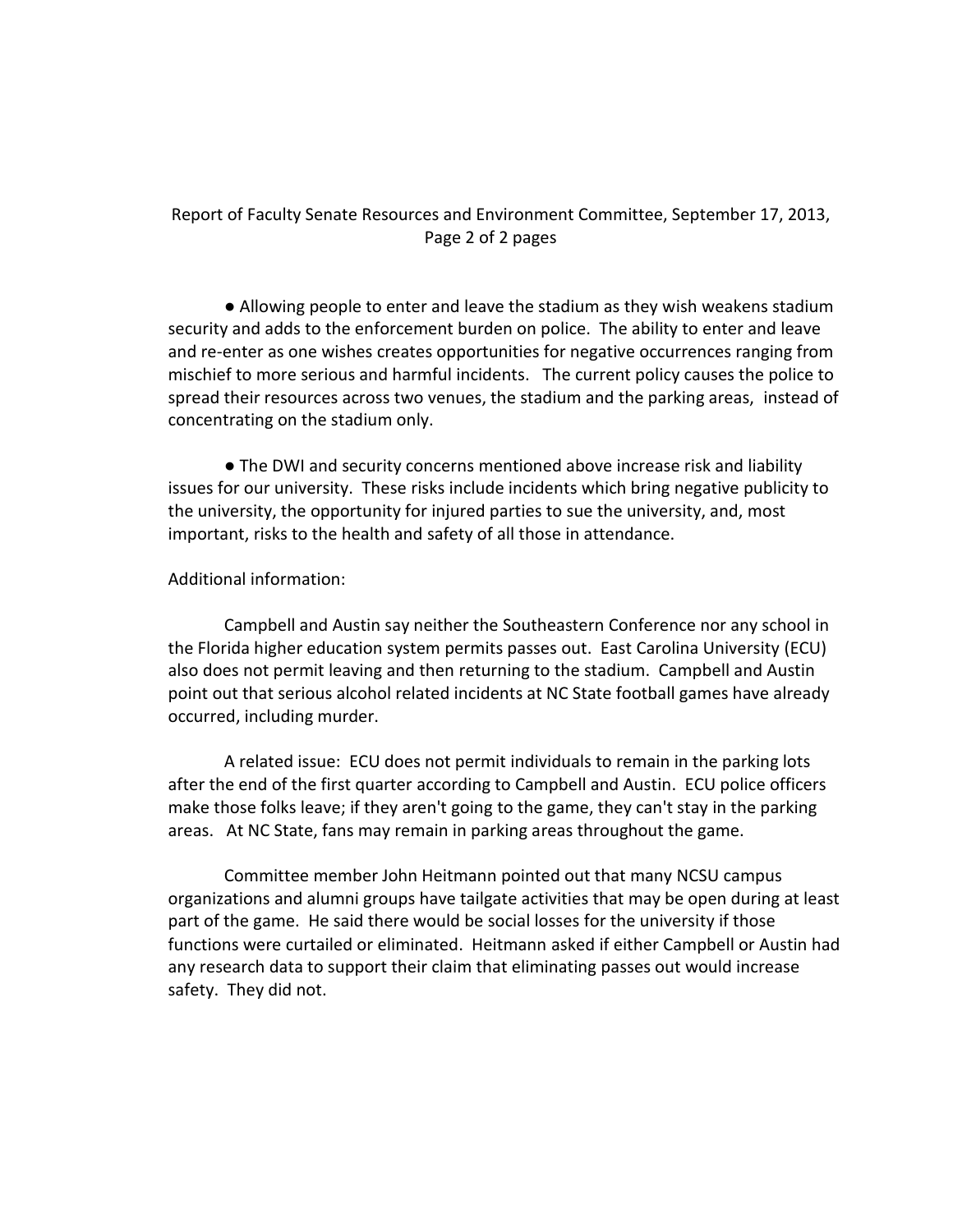- Allowing people to enter and leave the stadium as they wish weakens stadium security and adds to the enforcement burden on police. The ability to enter and leave and re-enter as one wishes creates opportunities for negative occurrences ranging from mischief to more serious and harmful incidents. The current policy causes the police to spread their resources across two venues, the stadium and the parking areas, instead of concentrating on the stadium only.

- The DWI and security concerns mentioned above increase risk and liability issues for our university. These risks include incidents which bring negative publicity to the university, the opportunity for injured parties to sue the university, and, most important, risks to the health and safety of all those in attendance.

Additional information:

Campbell and Austin say neither the Southeastern Conference nor any school in the Florida higher education system permits passes out. East Carolina University (ECU) also does not permit leaving and then returning to the stadium. Campbell and Austin point out that serious alcohol related incidents at NC State football games have already occurred, including murder.

A related issue: ECU does not permit individuals to remain in the parking lots after the end of the first quarter according to Campbell and Austin. ECU police officers make those folks leave; if they aren't going to the game, they can't stay in the parking areas. At NC State, fans may remain in parking areas throughout the game.

Committee member John Heitmann pointed out that many NCSU campus organizations and alumni groups have tailgate activities that may be open during at least part of the game. He said there would be social losses for the university if those functions were curtailed or eliminated. Heitmann asked if either Campbell or Austin had any research data to support their claim that eliminating passes out would increase safety. They did not.